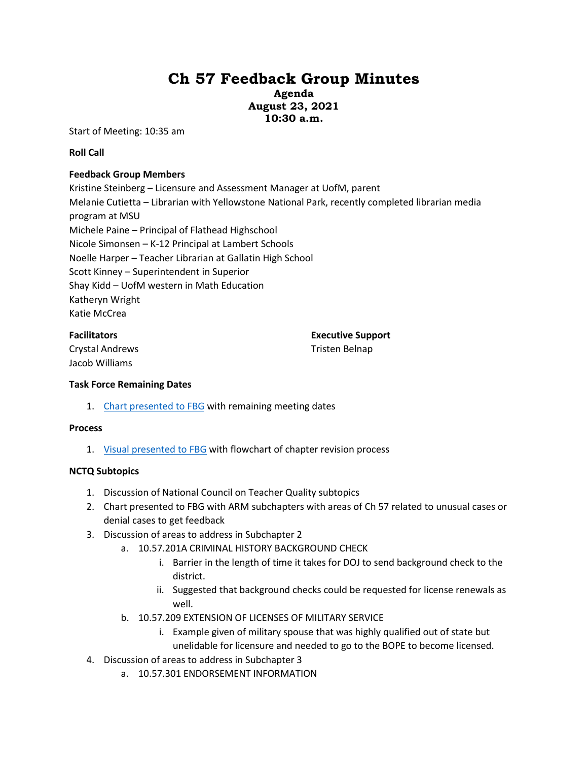# Ch 57 Feedback Group Minutes

**Agenda**
**August 23, 2021**
**10:30 a.m.**

Start of Meeting: 10:35 am

**Roll Call**

**Feedback Group Members**

Kristine Steinberg – Licensure and Assessment Manager at UofM, parent
Melanie Cutietta – Librarian with Yellowstone National Park, recently completed librarian media program at MSU
Michele Paine – Principal of Flathead Highschool
Nicole Simonsen – K-12 Principal at Lambert Schools
Noelle Harper – Teacher Librarian at Gallatin High School
Scott Kinney – Superintendent in Superior
Shay Kidd – UofM western in Math Education
Katheryn Wright
Katie McCrea

**Facilitators**
Crystal Andrews
Jacob Williams

**Executive Support**
Tristen Belnap

**Task Force Remaining Dates**

1. Chart presented to FBG with remaining meeting dates

**Process**

1. Visual presented to FBG with flowchart of chapter revision process

**NCTQ Subtopics**

1. Discussion of National Council on Teacher Quality subtopics
2. Chart presented to FBG with ARM subchapters with areas of Ch 57 related to unusual cases or denial cases to get feedback
3. Discussion of areas to address in Subchapter 2
   a. 10.57.201A CRIMINAL HISTORY BACKGROUND CHECK
      i. Barrier in the length of time it takes for DOJ to send background check to the district.
      ii. Suggested that background checks could be requested for license renewals as well.
   b. 10.57.209 EXTENSION OF LICENSES OF MILITARY SERVICE
      i. Example given of military spouse that was highly qualified out of state but unelidable for licensure and needed to go to the BOPE to become licensed.
4. Discussion of areas to address in Subchapter 3
   a. 10.57.301 ENDORSEMENT INFORMATION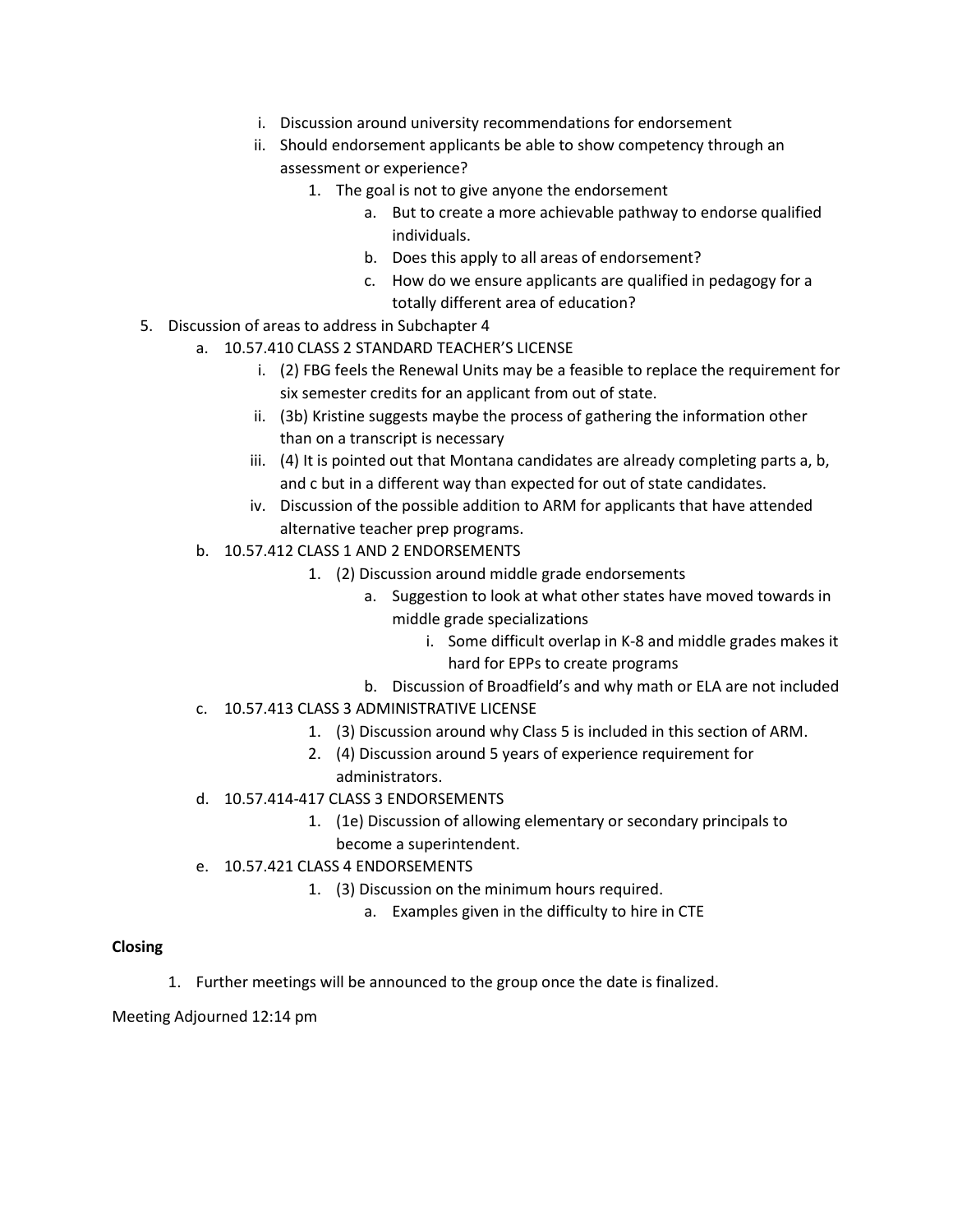i. Discussion around university recommendations for endorsement
   ii. Should endorsement applicants be able to show competency through an assessment or experience?
       1. The goal is not to give anyone the endorsement
          a. But to create a more achievable pathway to endorse qualified individuals.
          b. Does this apply to all areas of endorsement?
          c. How do we ensure applicants are qualified in pedagogy for a totally different area of education?

5. Discussion of areas to address in Subchapter 4
   a. 10.57.410 CLASS 2 STANDARD TEACHER'S LICENSE
      i. (2) FBG feels the Renewal Units may be a feasible to replace the requirement for six semester credits for an applicant from out of state.
      ii. (3b) Kristine suggests maybe the process of gathering the information other than on a transcript is necessary
      iii. (4) It is pointed out that Montana candidates are already completing parts a, b, and c but in a different way than expected for out of state candidates.
      iv. Discussion of the possible addition to ARM for applicants that have attended alternative teacher prep programs.
   b. 10.57.412 CLASS 1 AND 2 ENDORSEMENTS
      1. (2) Discussion around middle grade endorsements
         a. Suggestion to look at what other states have moved towards in middle grade specializations
            i. Some difficult overlap in K-8 and middle grades makes it hard for EPPs to create programs
         b. Discussion of Broadfield's and why math or ELA are not included
   c. 10.57.413 CLASS 3 ADMINISTRATIVE LICENSE
      1. (3) Discussion around why Class 5 is included in this section of ARM.
      2. (4) Discussion around 5 years of experience requirement for administrators.
   d. 10.57.414-417 CLASS 3 ENDORSEMENTS
      1. (1e) Discussion of allowing elementary or secondary principals to become a superintendent.
   e. 10.57.421 CLASS 4 ENDORSEMENTS
      1. (3) Discussion on the minimum hours required.
         a. Examples given in the difficulty to hire in CTE

**Closing**

1. Further meetings will be announced to the group once the date is finalized.

Meeting Adjourned 12:14 pm